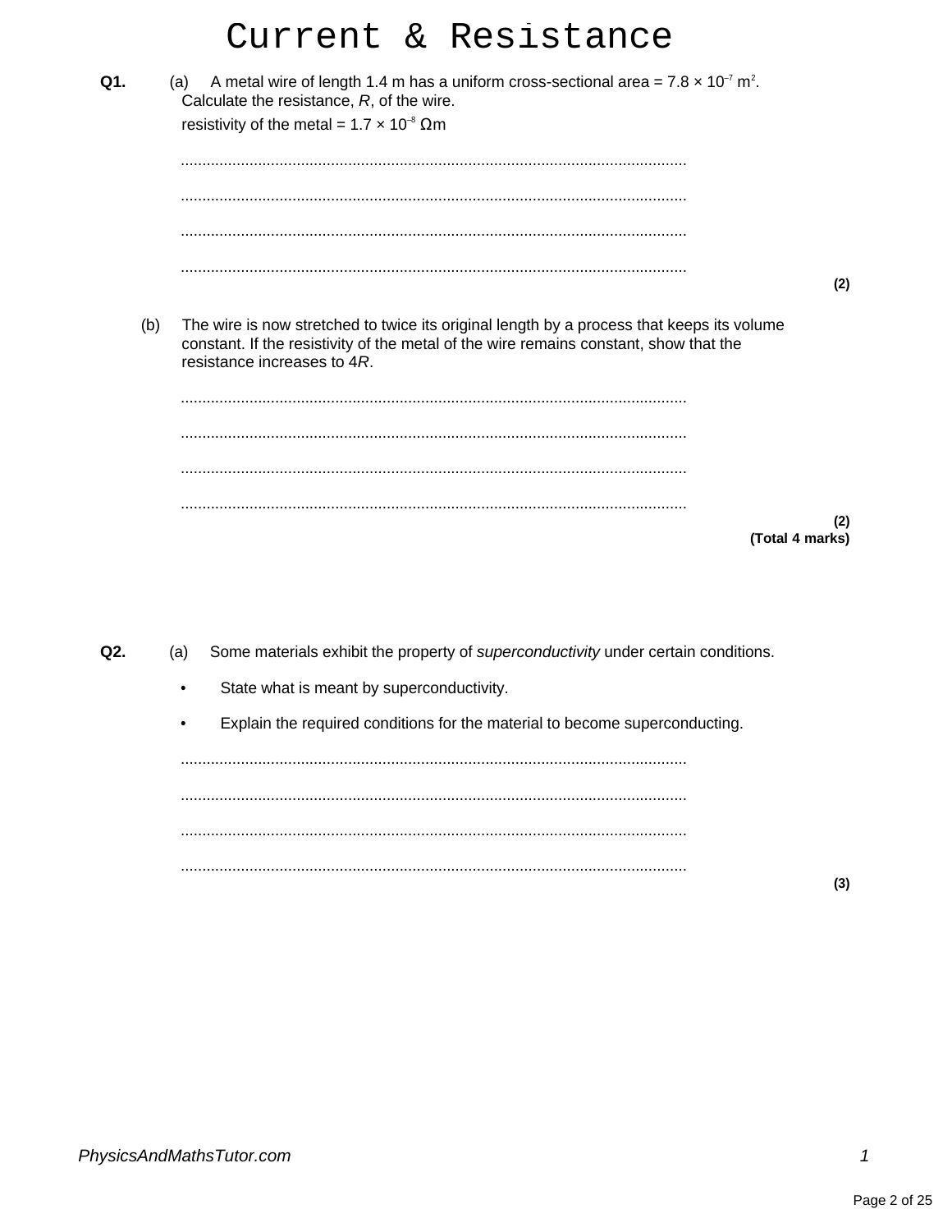# Current & Resistance

**Q1.** (a) A metal wire of length 1.4 m has a uniform cross-sectional area = $7.8 \times 10^{-7}$ m$^2$.
Calculate the resistance, $R$, of the wire.

resistivity of the metal = $1.7 \times 10^{-8}$ Ωm

.....................................................................................................................

.....................................................................................................................

.....................................................................................................................

.....................................................................................................................

**(2)**

(b) The wire is now stretched to twice its original length by a process that keeps its volume constant. If the resistivity of the metal of the wire remains constant, show that the resistance increases to 4*R*.

.....................................................................................................................

.....................................................................................................................

.....................................................................................................................

.....................................................................................................................

**(2)**
**(Total 4 marks)**

**Q2.** (a) Some materials exhibit the property of *superconductivity* under certain conditions.

- State what is meant by superconductivity.
- Explain the required conditions for the material to become superconducting.

.....................................................................................................................

.....................................................................................................................

.....................................................................................................................

.....................................................................................................................

**(3)**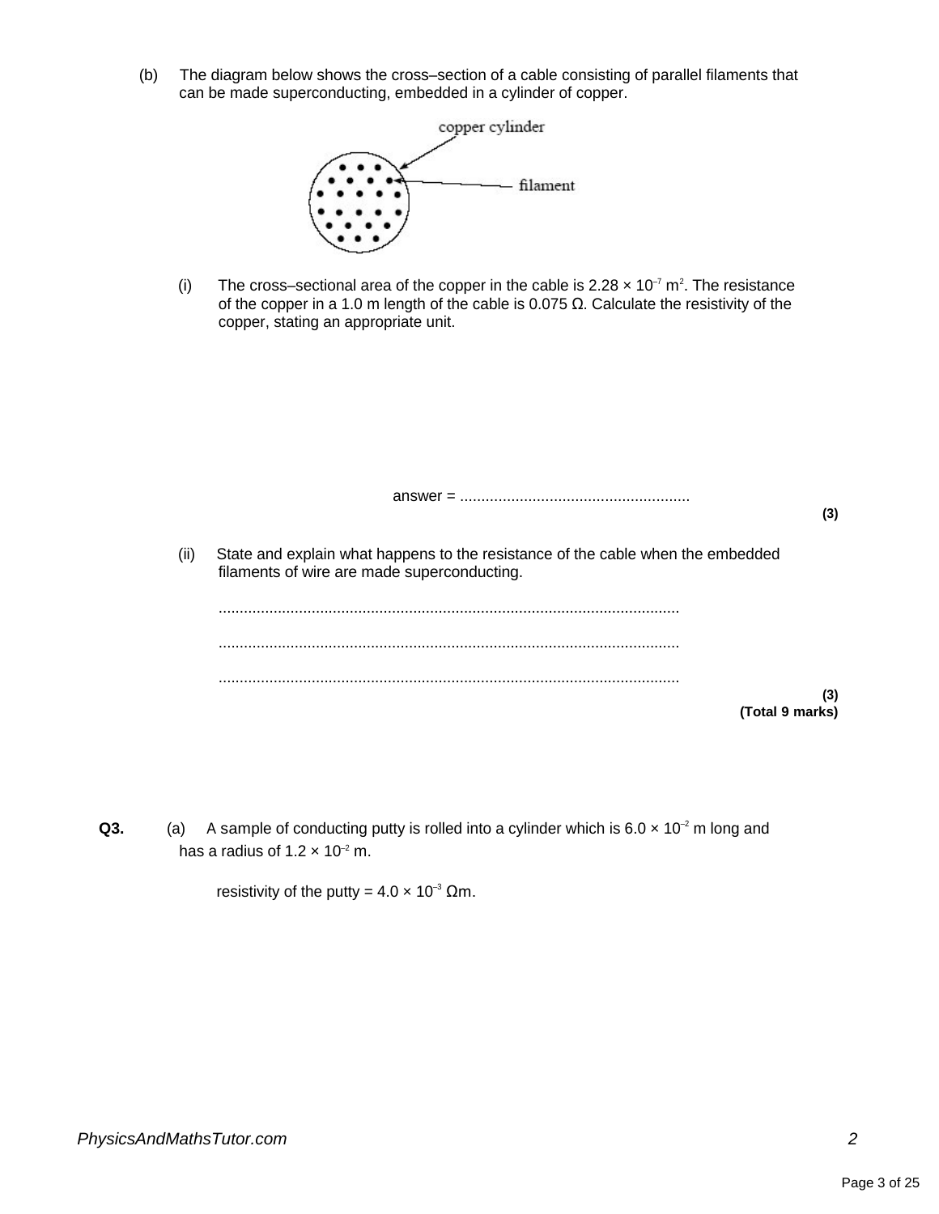(b) The diagram below shows the cross–section of a cable consisting of parallel filaments that can be made superconducting, embedded in a cylinder of copper.

copper cylinder

filament

(i) The cross–sectional area of the copper in the cable is $2.28 \times 10^{-7}$ m$^2$. The resistance of the copper in a 1.0 m length of the cable is 0.075 Ω. Calculate the resistivity of the copper, stating an appropriate unit.

answer = ......................................................

**(3)**

(ii) State and explain what happens to the resistance of the cable when the embedded filaments of wire are made superconducting.

............................................................................................................

............................................................................................................

............................................................................................................

**(3)**
**(Total 9 marks)**

**Q3.** (a) A sample of conducting putty is rolled into a cylinder which is $6.0 \times 10^{-2}$ m long and has a radius of $1.2 \times 10^{-2}$ m.

resistivity of the putty = $4.0 \times 10^{-3}$ Ωm.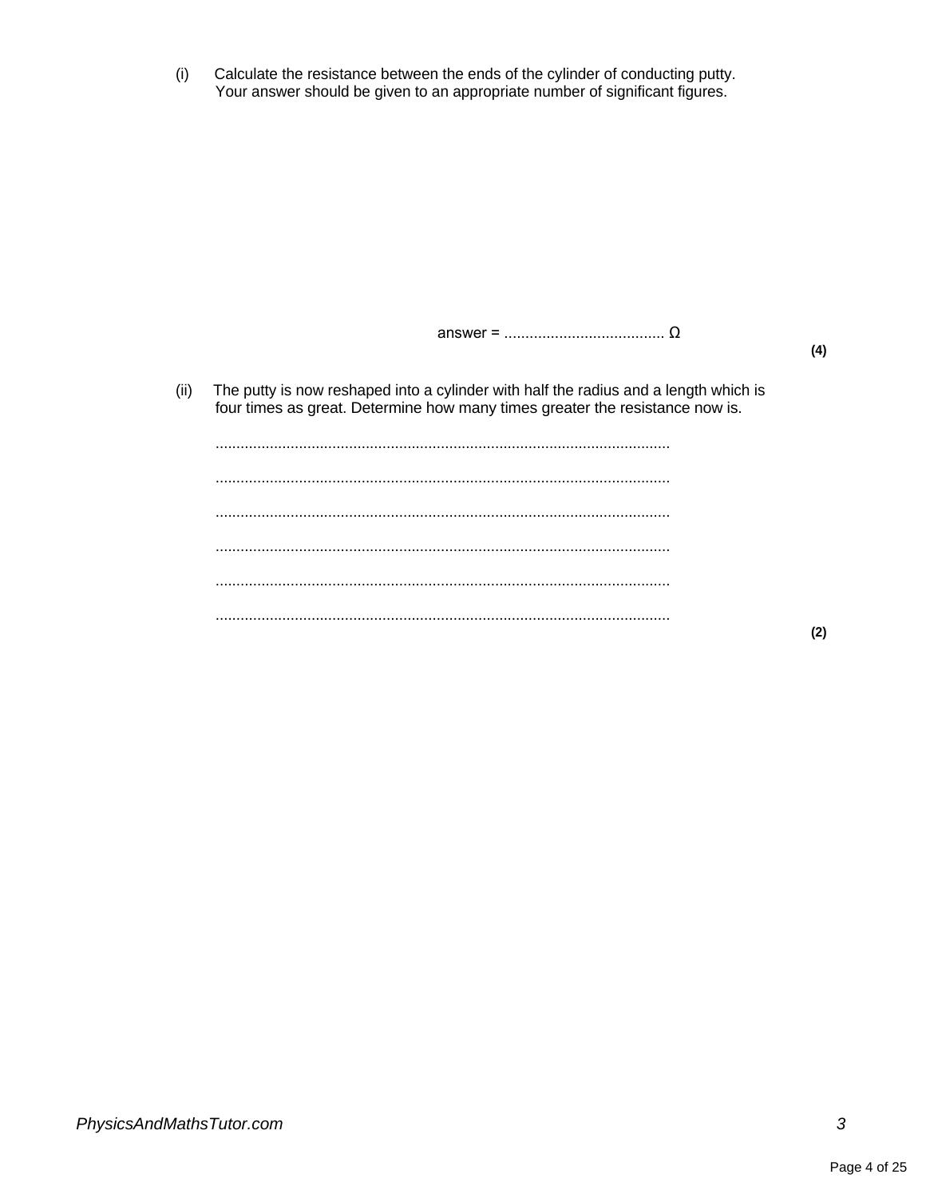(i) Calculate the resistance between the ends of the cylinder of conducting putty.
Your answer should be given to an appropriate number of significant figures.

answer = ...................................... Ω

**(4)**

(ii) The putty is now reshaped into a cylinder with half the radius and a length which is four times as great. Determine how many times greater the resistance now is.

............................................................................................................

............................................................................................................

............................................................................................................

............................................................................................................

............................................................................................................

............................................................................................................

**(2)**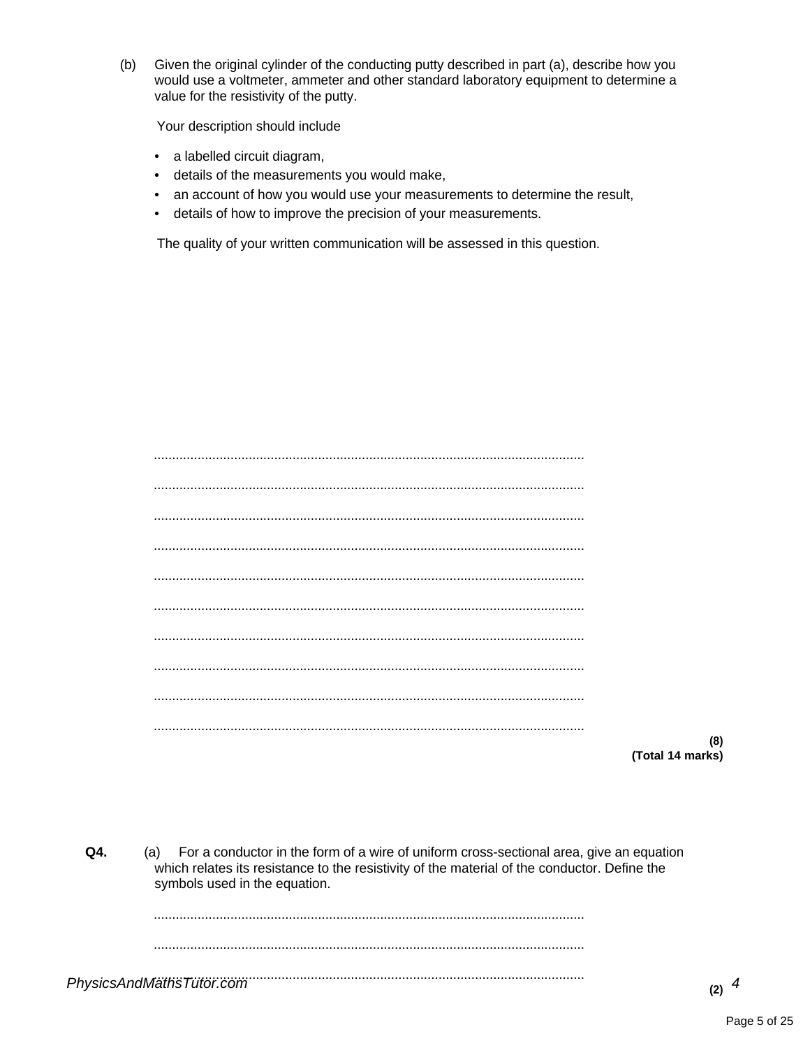(b) Given the original cylinder of the conducting putty described in part (a), describe how you would use a voltmeter, ammeter and other standard laboratory equipment to determine a value for the resistivity of the putty.

Your description should include

- a labelled circuit diagram,
- details of the measurements you would make,
- an account of how you would use your measurements to determine the result,
- details of how to improve the precision of your measurements.

The quality of your written communication will be assessed in this question.

.....................................................................................................................

.....................................................................................................................

.....................................................................................................................

.....................................................................................................................

.....................................................................................................................

.....................................................................................................................

.....................................................................................................................

.....................................................................................................................

.....................................................................................................................

.....................................................................................................................

**(8)**
**(Total 14 marks)**

**Q4.** (a) For a conductor in the form of a wire of uniform cross-sectional area, give an equation which relates its resistance to the resistivity of the material of the conductor. Define the symbols used in the equation.

.....................................................................................................................

.....................................................................................................................

.....................................................................................................................

**(2)**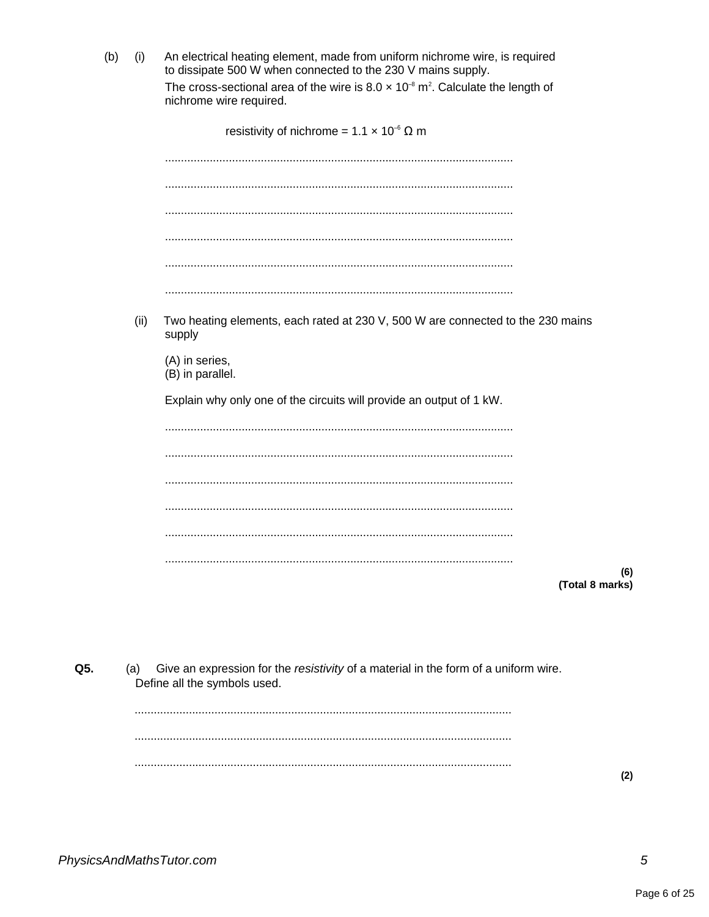(b) (i) An electrical heating element, made from uniform nichrome wire, is required to dissipate 500 W when connected to the 230 V mains supply.

The cross-sectional area of the wire is $8.0 \times 10^{-8}$ m$^2$. Calculate the length of nichrome wire required.

resistivity of nichrome = $1.1 \times 10^{-6}$ Ω m

............................................................................................................

............................................................................................................

............................................................................................................

............................................................................................................

............................................................................................................

............................................................................................................

(ii) Two heating elements, each rated at 230 V, 500 W are connected to the 230 mains supply

(A) in series,
(B) in parallel.

Explain why only one of the circuits will provide an output of 1 kW.

............................................................................................................

............................................................................................................

............................................................................................................

............................................................................................................

............................................................................................................

............................................................................................................

**(6)**
**(Total 8 marks)**

**Q5.** (a) Give an expression for the *resistivity* of a material in the form of a uniform wire. Define all the symbols used.

............................................................................................................

............................................................................................................

............................................................................................................

**(2)**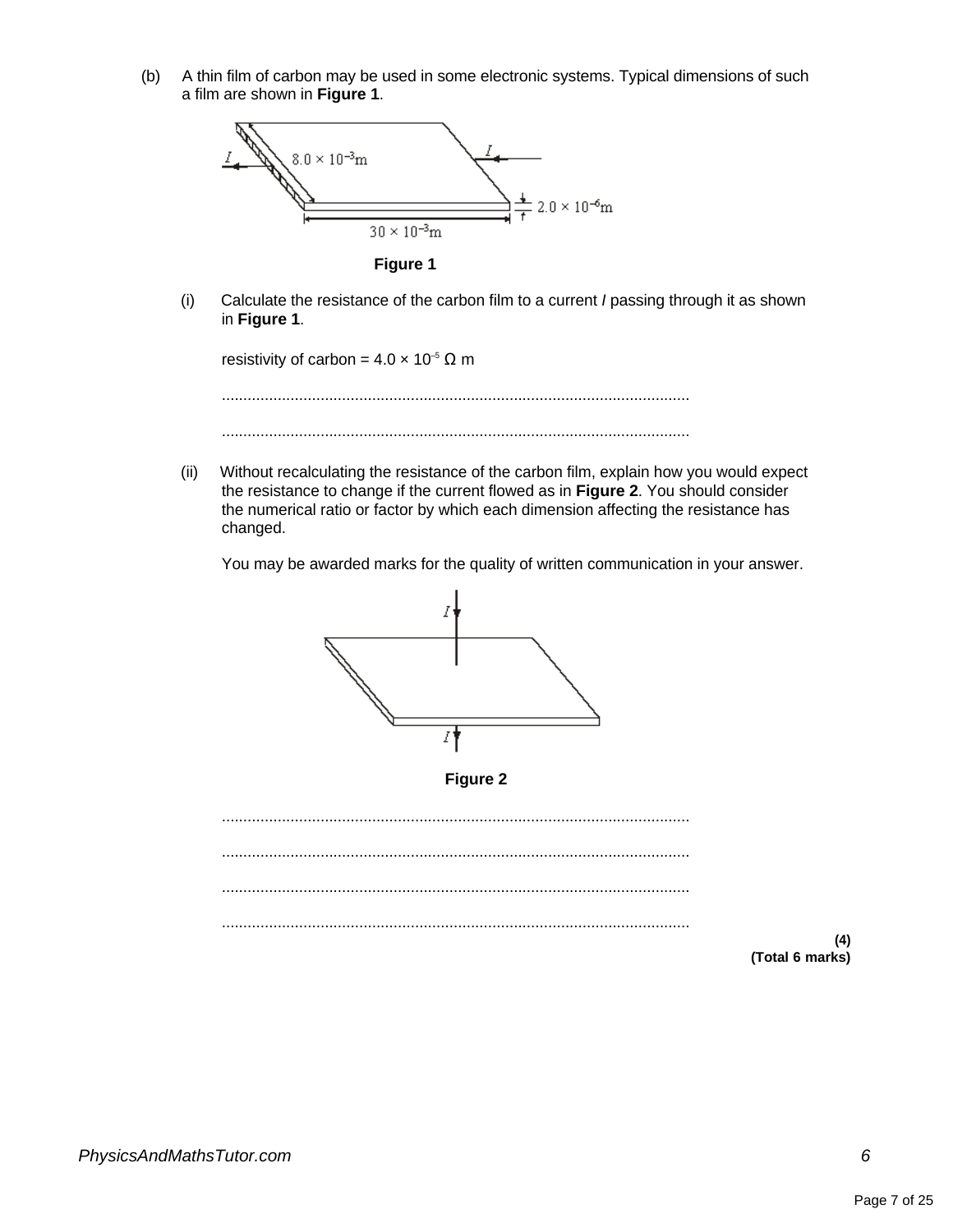(b) A thin film of carbon may be used in some electronic systems. Typical dimensions of such a film are shown in **Figure 1**.

**Figure 1**

(i) Calculate the resistance of the carbon film to a current *I* passing through it as shown in **Figure 1**.

resistivity of carbon = $4.0 \times 10^{-5}$ Ω m

............................................................................................................

............................................................................................................

(ii) Without recalculating the resistance of the carbon film, explain how you would expect the resistance to change if the current flowed as in **Figure 2**. You should consider the numerical ratio or factor by which each dimension affecting the resistance has changed.

You may be awarded marks for the quality of written communication in your answer.

**Figure 2**

............................................................................................................

............................................................................................................

............................................................................................................

............................................................................................................

**(4)**
**(Total 6 marks)**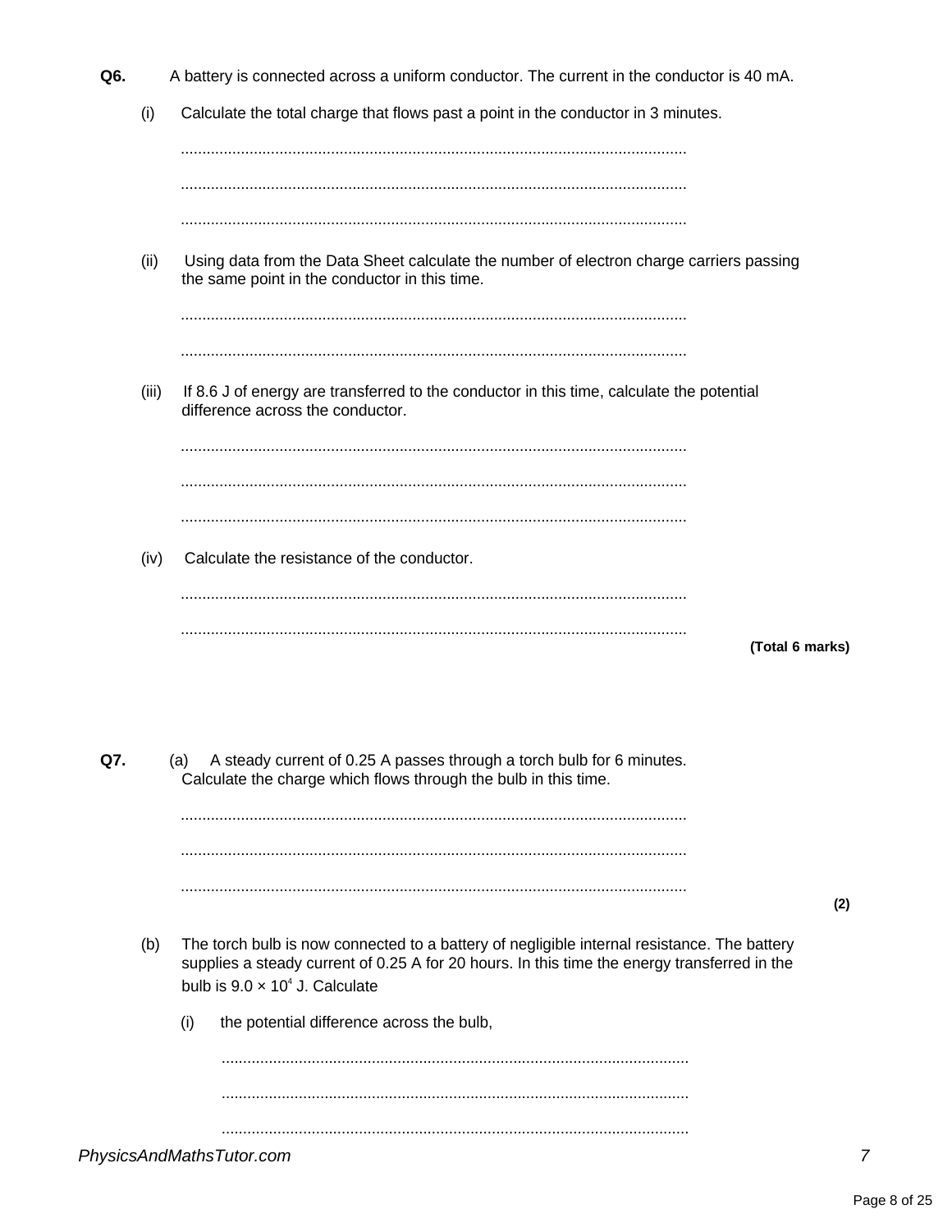**Q6.** A battery is connected across a uniform conductor. The current in the conductor is 40 mA.

(i) Calculate the total charge that flows past a point in the conductor in 3 minutes.

.....................................................................................................................

.....................................................................................................................

.....................................................................................................................

(ii) Using data from the Data Sheet calculate the number of electron charge carriers passing the same point in the conductor in this time.

.....................................................................................................................

.....................................................................................................................

(iii) If 8.6 J of energy are transferred to the conductor in this time, calculate the potential difference across the conductor.

.....................................................................................................................

.....................................................................................................................

.....................................................................................................................

(iv) Calculate the resistance of the conductor.

.....................................................................................................................

.....................................................................................................................

**(Total 6 marks)**

**Q7.** (a) A steady current of 0.25 A passes through a torch bulb for 6 minutes. Calculate the charge which flows through the bulb in this time.

.....................................................................................................................

.....................................................................................................................

.....................................................................................................................

**(2)**

(b) The torch bulb is now connected to a battery of negligible internal resistance. The battery supplies a steady current of 0.25 A for 20 hours. In this time the energy transferred in the bulb is $9.0 \times 10^4$ J. Calculate

(i) the potential difference across the bulb,

.....................................................................................................................

.....................................................................................................................

.....................................................................................................................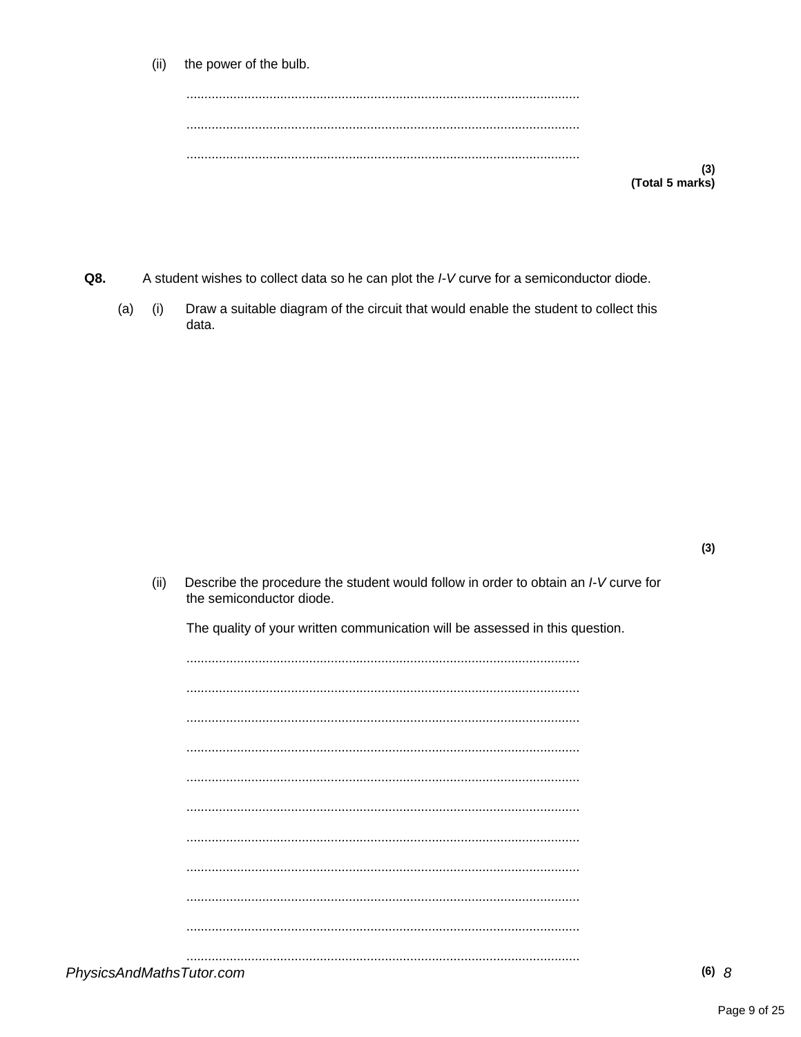(ii) the power of the bulb.

...........................................................................................................

...........................................................................................................

...........................................................................................................

**(3)**
**(Total 5 marks)**

**Q8.** A student wishes to collect data so he can plot the *I-V* curve for a semiconductor diode.

(a) (i) Draw a suitable diagram of the circuit that would enable the student to collect this data.

**(3)**

(ii) Describe the procedure the student would follow in order to obtain an *I-V* curve for the semiconductor diode.

The quality of your written communication will be assessed in this question.

...........................................................................................................

...........................................................................................................

...........................................................................................................

...........................................................................................................

...........................................................................................................

...........................................................................................................

...........................................................................................................

...........................................................................................................

...........................................................................................................

...........................................................................................................

...........................................................................................................

**(6)**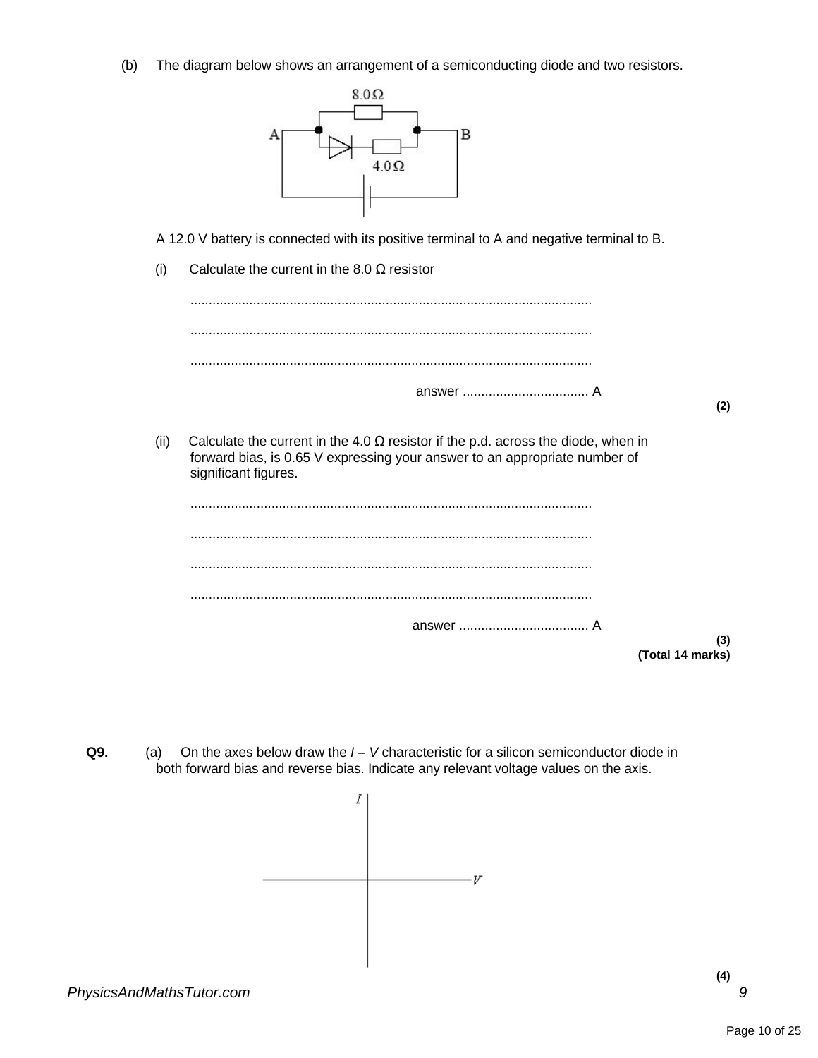(b) The diagram below shows an arrangement of a semiconducting diode and two resistors.

A 12.0 V battery is connected with its positive terminal to A and negative terminal to B.

(i) Calculate the current in the 8.0 Ω resistor

............................................................................................................

............................................................................................................

............................................................................................................

answer .................................. A

**(2)**

(ii) Calculate the current in the 4.0 Ω resistor if the p.d. across the diode, when in forward bias, is 0.65 V expressing your answer to an appropriate number of significant figures.

............................................................................................................

............................................................................................................

............................................................................................................

............................................................................................................

answer ................................... A

**(3)**

**(Total 14 marks)**

**Q9.** (a) On the axes below draw the $I$ – $V$ characteristic for a silicon semiconductor diode in both forward bias and reverse bias. Indicate any relevant voltage values on the axis.

**(4)**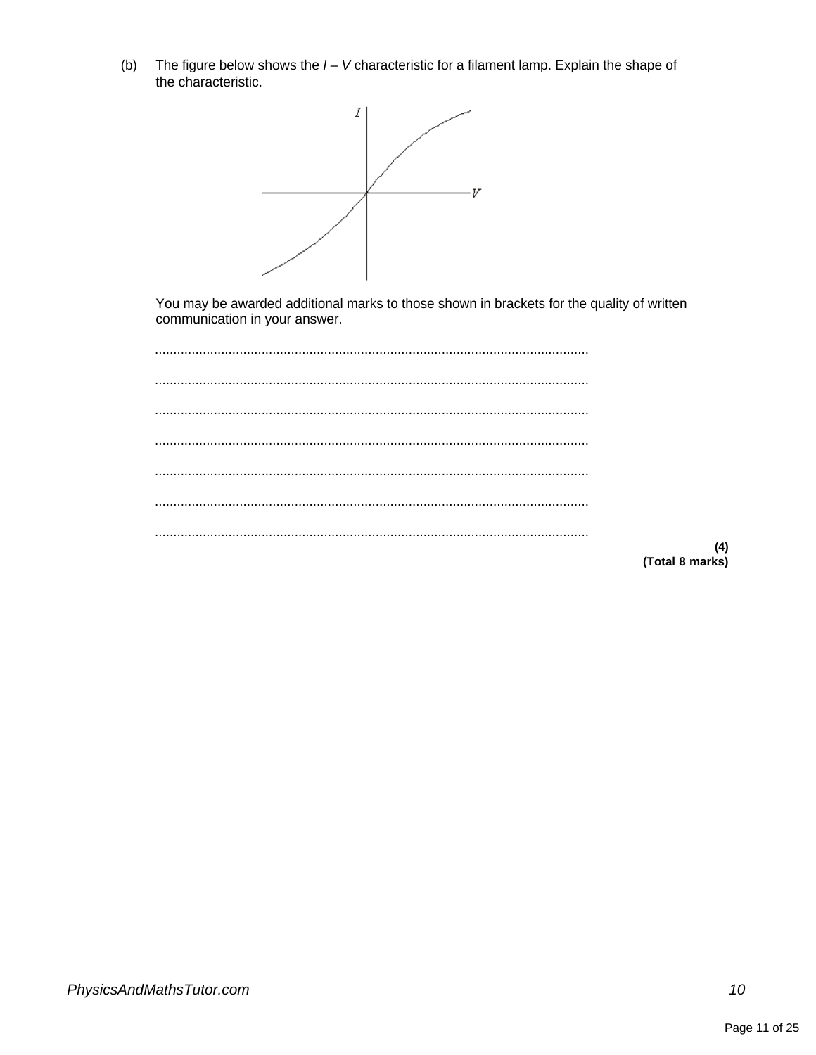(b) The figure below shows the $I$ – $V$ characteristic for a filament lamp. Explain the shape of the characteristic.

You may be awarded additional marks to those shown in brackets for the quality of written communication in your answer.

.....................................................................................................................

.....................................................................................................................

.....................................................................................................................

.....................................................................................................................

.....................................................................................................................

.....................................................................................................................

.....................................................................................................................

**(4)**

**(Total 8 marks)**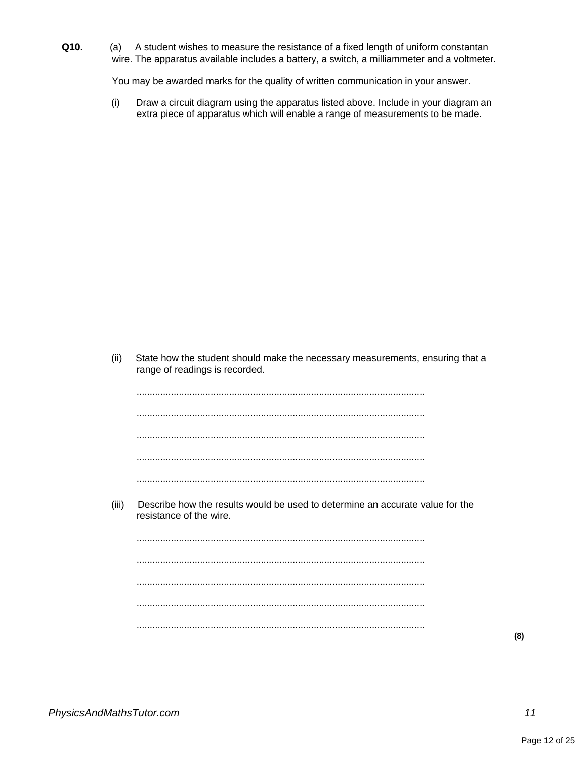**Q10.** (a) A student wishes to measure the resistance of a fixed length of uniform constantan wire. The apparatus available includes a battery, a switch, a milliammeter and a voltmeter.

You may be awarded marks for the quality of written communication in your answer.

(i) Draw a circuit diagram using the apparatus listed above. Include in your diagram an extra piece of apparatus which will enable a range of measurements to be made.

(ii) State how the student should make the necessary measurements, ensuring that a range of readings is recorded.

............................................................................................................

............................................................................................................

............................................................................................................

............................................................................................................

............................................................................................................

(iii) Describe how the results would be used to determine an accurate value for the resistance of the wire.

............................................................................................................

............................................................................................................

............................................................................................................

............................................................................................................

............................................................................................................

**(8)**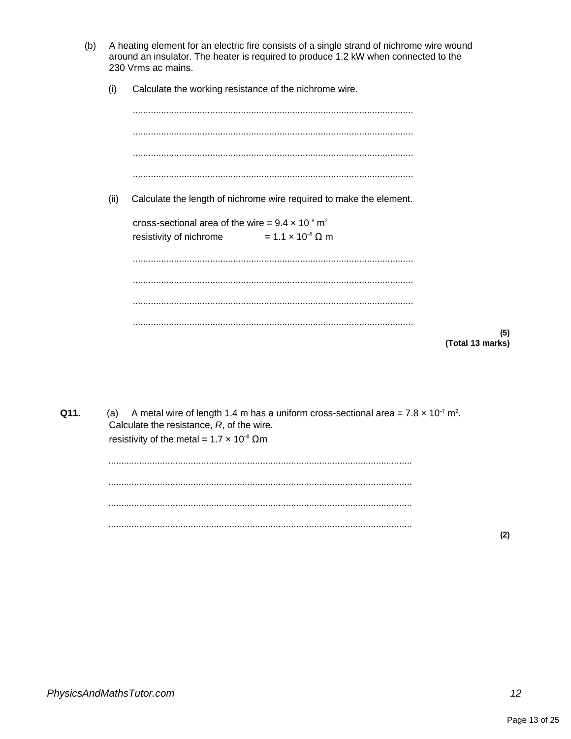(b) A heating element for an electric fire consists of a single strand of nichrome wire wound around an insulator. The heater is required to produce 1.2 kW when connected to the 230 Vrms ac mains.

(i) Calculate the working resistance of the nichrome wire.

...........................................................................................................

...........................................................................................................

...........................................................................................................

...........................................................................................................

(ii) Calculate the length of nichrome wire required to make the element.

cross-sectional area of the wire = $9.4 \times 10^{-8}$ m$^2$
resistivity of nichrome = $1.1 \times 10^{-6}$ Ω m

...........................................................................................................

...........................................................................................................

...........................................................................................................

...........................................................................................................

**(5)**
**(Total 13 marks)**

**Q11.** (a) A metal wire of length 1.4 m has a uniform cross-sectional area = $7.8 \times 10^{-7}$ m$^2$.
Calculate the resistance, $R$, of the wire.
resistivity of the metal = $1.7 \times 10^{-8}$ Ωm

...........................................................................................................

...........................................................................................................

...........................................................................................................

...........................................................................................................

**(2)**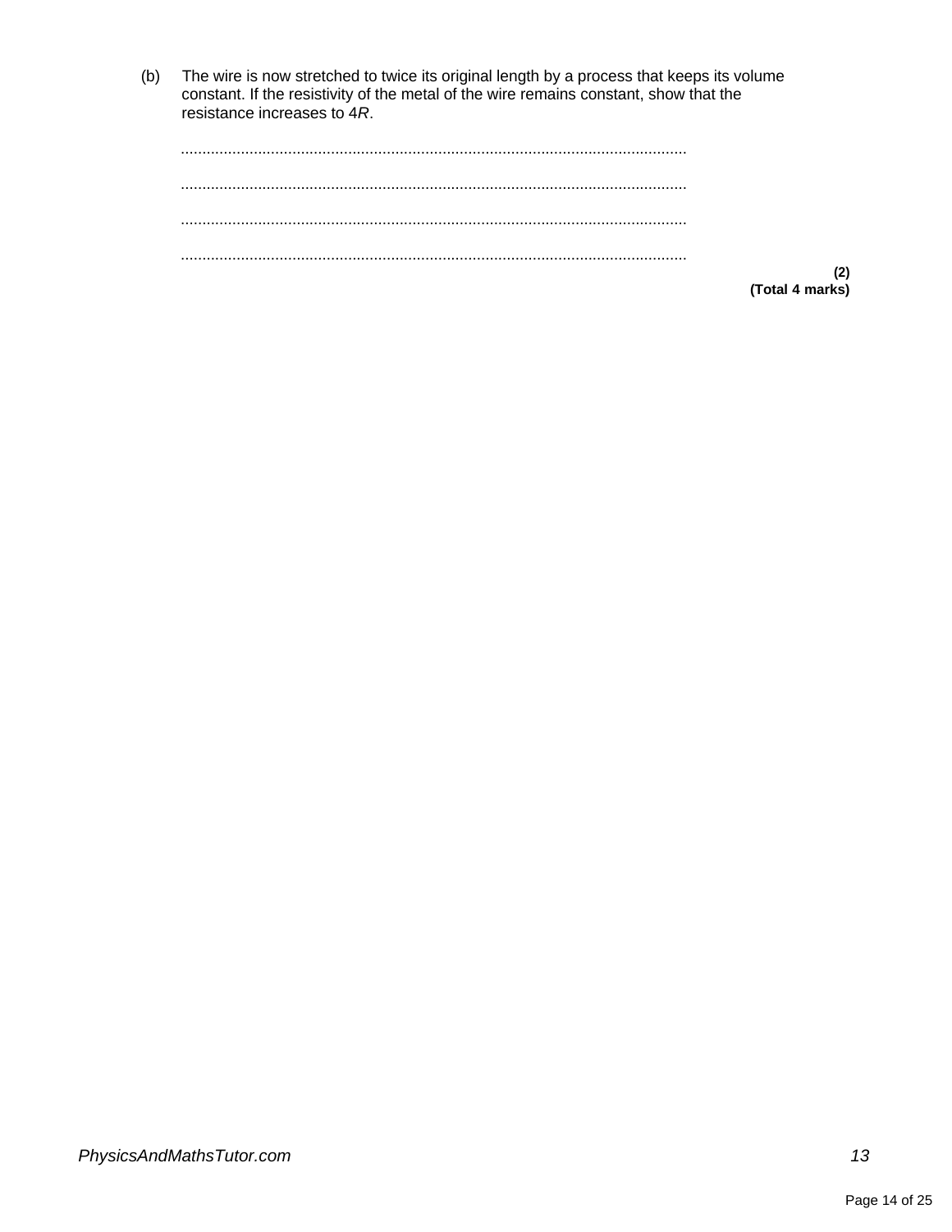(b) The wire is now stretched to twice its original length by a process that keeps its volume constant. If the resistivity of the metal of the wire remains constant, show that the resistance increases to $4R$.

.....................................................................................................................

.....................................................................................................................

.....................................................................................................................

.....................................................................................................................

**(2)**
**(Total 4 marks)**